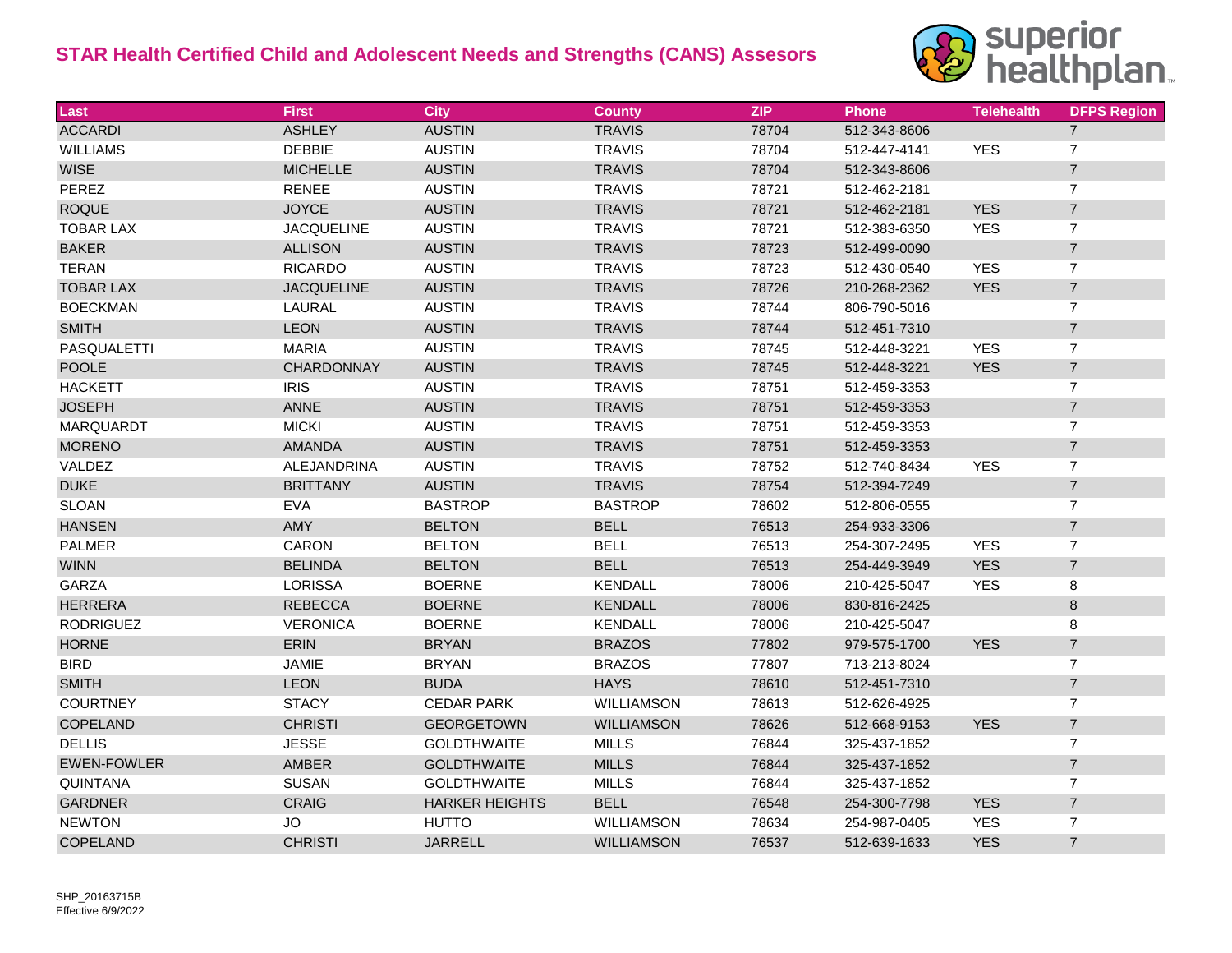# STAR Health Certified Child and Adolescent Needs and Strengths (CANS) Assesors

| Last | First | City | County | ZIP | Phone | Telehealth | DFPS Region |
|---|---|---|---|---|---|---|---|
| ACCARDI | ASHLEY | AUSTIN | TRAVIS | 78704 | 512-343-8606 | | 7 |
| WILLIAMS | DEBBIE | AUSTIN | TRAVIS | 78704 | 512-447-4141 | YES | 7 |
| WISE | MICHELLE | AUSTIN | TRAVIS | 78704 | 512-343-8606 | | 7 |
| PEREZ | RENEE | AUSTIN | TRAVIS | 78721 | 512-462-2181 | | 7 |
| ROQUE | JOYCE | AUSTIN | TRAVIS | 78721 | 512-462-2181 | YES | 7 |
| TOBAR LAX | JACQUELINE | AUSTIN | TRAVIS | 78721 | 512-383-6350 | YES | 7 |
| BAKER | ALLISON | AUSTIN | TRAVIS | 78723 | 512-499-0090 | | 7 |
| TERAN | RICARDO | AUSTIN | TRAVIS | 78723 | 512-430-0540 | YES | 7 |
| TOBAR LAX | JACQUELINE | AUSTIN | TRAVIS | 78726 | 210-268-2362 | YES | 7 |
| BOECKMAN | LAURAL | AUSTIN | TRAVIS | 78744 | 806-790-5016 | | 7 |
| SMITH | LEON | AUSTIN | TRAVIS | 78744 | 512-451-7310 | | 7 |
| PASQUALETTI | MARIA | AUSTIN | TRAVIS | 78745 | 512-448-3221 | YES | 7 |
| POOLE | CHARDONNAY | AUSTIN | TRAVIS | 78745 | 512-448-3221 | YES | 7 |
| HACKETT | IRIS | AUSTIN | TRAVIS | 78751 | 512-459-3353 | | 7 |
| JOSEPH | ANNE | AUSTIN | TRAVIS | 78751 | 512-459-3353 | | 7 |
| MARQUARDT | MICKI | AUSTIN | TRAVIS | 78751 | 512-459-3353 | | 7 |
| MORENO | AMANDA | AUSTIN | TRAVIS | 78751 | 512-459-3353 | | 7 |
| VALDEZ | ALEJANDRINA | AUSTIN | TRAVIS | 78752 | 512-740-8434 | YES | 7 |
| DUKE | BRITTANY | AUSTIN | TRAVIS | 78754 | 512-394-7249 | | 7 |
| SLOAN | EVA | BASTROP | BASTROP | 78602 | 512-806-0555 | | 7 |
| HANSEN | AMY | BELTON | BELL | 76513 | 254-933-3306 | | 7 |
| PALMER | CARON | BELTON | BELL | 76513 | 254-307-2495 | YES | 7 |
| WINN | BELINDA | BELTON | BELL | 76513 | 254-449-3949 | YES | 7 |
| GARZA | LORISSA | BOERNE | KENDALL | 78006 | 210-425-5047 | YES | 8 |
| HERRERA | REBECCA | BOERNE | KENDALL | 78006 | 830-816-2425 | | 8 |
| RODRIGUEZ | VERONICA | BOERNE | KENDALL | 78006 | 210-425-5047 | | 8 |
| HORNE | ERIN | BRYAN | BRAZOS | 77802 | 979-575-1700 | YES | 7 |
| BIRD | JAMIE | BRYAN | BRAZOS | 77807 | 713-213-8024 | | 7 |
| SMITH | LEON | BUDA | HAYS | 78610 | 512-451-7310 | | 7 |
| COURTNEY | STACY | CEDAR PARK | WILLIAMSON | 78613 | 512-626-4925 | | 7 |
| COPELAND | CHRISTI | GEORGETOWN | WILLIAMSON | 78626 | 512-668-9153 | YES | 7 |
| DELLIS | JESSE | GOLDTHWAITE | MILLS | 76844 | 325-437-1852 | | 7 |
| EWEN-FOWLER | AMBER | GOLDTHWAITE | MILLS | 76844 | 325-437-1852 | | 7 |
| QUINTANA | SUSAN | GOLDTHWAITE | MILLS | 76844 | 325-437-1852 | | 7 |
| GARDNER | CRAIG | HARKER HEIGHTS | BELL | 76548 | 254-300-7798 | YES | 7 |
| NEWTON | JO | HUTTO | WILLIAMSON | 78634 | 254-987-0405 | YES | 7 |
| COPELAND | CHRISTI | JARRELL | WILLIAMSON | 76537 | 512-639-1633 | YES | 7 |

SHP_20163715B
Effective 6/9/2022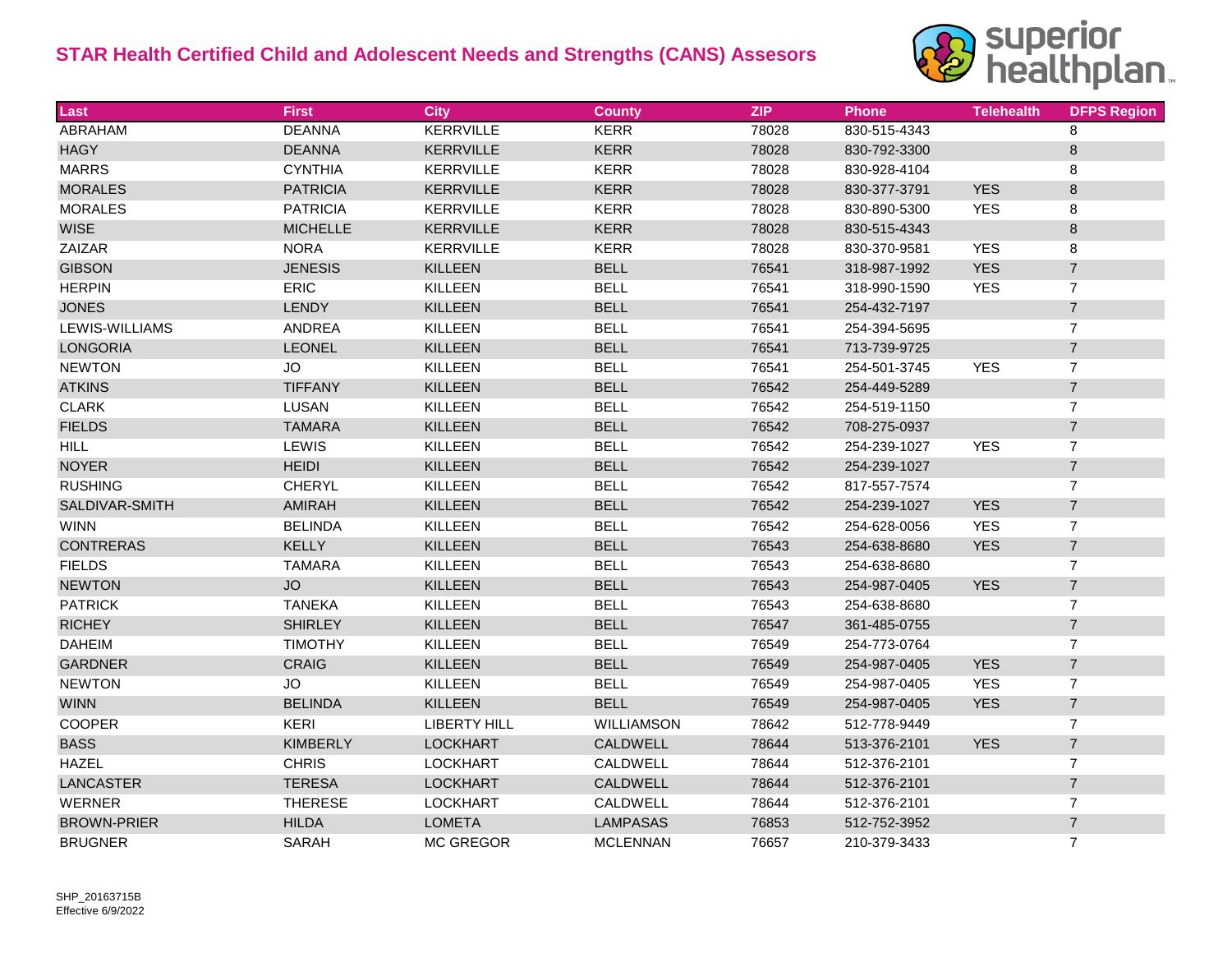# STAR Health Certified Child and Adolescent Needs and Strengths (CANS) Assesors

| Last | First | City | County | ZIP | Phone | Telehealth | DFPS Region |
|---|---|---|---|---|---|---|---|
| ABRAHAM | DEANNA | KERRVILLE | KERR | 78028 | 830-515-4343 | | 8 |
| HAGY | DEANNA | KERRVILLE | KERR | 78028 | 830-792-3300 | | 8 |
| MARRS | CYNTHIA | KERRVILLE | KERR | 78028 | 830-928-4104 | | 8 |
| MORALES | PATRICIA | KERRVILLE | KERR | 78028 | 830-377-3791 | YES | 8 |
| MORALES | PATRICIA | KERRVILLE | KERR | 78028 | 830-890-5300 | YES | 8 |
| WISE | MICHELLE | KERRVILLE | KERR | 78028 | 830-515-4343 | | 8 |
| ZAIZAR | NORA | KERRVILLE | KERR | 78028 | 830-370-9581 | YES | 8 |
| GIBSON | JENESIS | KILLEEN | BELL | 76541 | 318-987-1992 | YES | 7 |
| HERPIN | ERIC | KILLEEN | BELL | 76541 | 318-990-1590 | YES | 7 |
| JONES | LENDY | KILLEEN | BELL | 76541 | 254-432-7197 | | 7 |
| LEWIS-WILLIAMS | ANDREA | KILLEEN | BELL | 76541 | 254-394-5695 | | 7 |
| LONGORIA | LEONEL | KILLEEN | BELL | 76541 | 713-739-9725 | | 7 |
| NEWTON | JO | KILLEEN | BELL | 76541 | 254-501-3745 | YES | 7 |
| ATKINS | TIFFANY | KILLEEN | BELL | 76542 | 254-449-5289 | | 7 |
| CLARK | LUSAN | KILLEEN | BELL | 76542 | 254-519-1150 | | 7 |
| FIELDS | TAMARA | KILLEEN | BELL | 76542 | 708-275-0937 | | 7 |
| HILL | LEWIS | KILLEEN | BELL | 76542 | 254-239-1027 | YES | 7 |
| NOYER | HEIDI | KILLEEN | BELL | 76542 | 254-239-1027 | | 7 |
| RUSHING | CHERYL | KILLEEN | BELL | 76542 | 817-557-7574 | | 7 |
| SALDIVAR-SMITH | AMIRAH | KILLEEN | BELL | 76542 | 254-239-1027 | YES | 7 |
| WINN | BELINDA | KILLEEN | BELL | 76542 | 254-628-0056 | YES | 7 |
| CONTRERAS | KELLY | KILLEEN | BELL | 76543 | 254-638-8680 | YES | 7 |
| FIELDS | TAMARA | KILLEEN | BELL | 76543 | 254-638-8680 | | 7 |
| NEWTON | JO | KILLEEN | BELL | 76543 | 254-987-0405 | YES | 7 |
| PATRICK | TANEKA | KILLEEN | BELL | 76543 | 254-638-8680 | | 7 |
| RICHEY | SHIRLEY | KILLEEN | BELL | 76547 | 361-485-0755 | | 7 |
| DAHEIM | TIMOTHY | KILLEEN | BELL | 76549 | 254-773-0764 | | 7 |
| GARDNER | CRAIG | KILLEEN | BELL | 76549 | 254-987-0405 | YES | 7 |
| NEWTON | JO | KILLEEN | BELL | 76549 | 254-987-0405 | YES | 7 |
| WINN | BELINDA | KILLEEN | BELL | 76549 | 254-987-0405 | YES | 7 |
| COOPER | KERI | LIBERTY HILL | WILLIAMSON | 78642 | 512-778-9449 | | 7 |
| BASS | KIMBERLY | LOCKHART | CALDWELL | 78644 | 513-376-2101 | YES | 7 |
| HAZEL | CHRIS | LOCKHART | CALDWELL | 78644 | 512-376-2101 | | 7 |
| LANCASTER | TERESA | LOCKHART | CALDWELL | 78644 | 512-376-2101 | | 7 |
| WERNER | THERESE | LOCKHART | CALDWELL | 78644 | 512-376-2101 | | 7 |
| BROWN-PRIER | HILDA | LOMETA | LAMPASAS | 76853 | 512-752-3952 | | 7 |
| BRUGNER | SARAH | MC GREGOR | MCLENNAN | 76657 | 210-379-3433 | | 7 |

SHP_20163715B
Effective 6/9/2022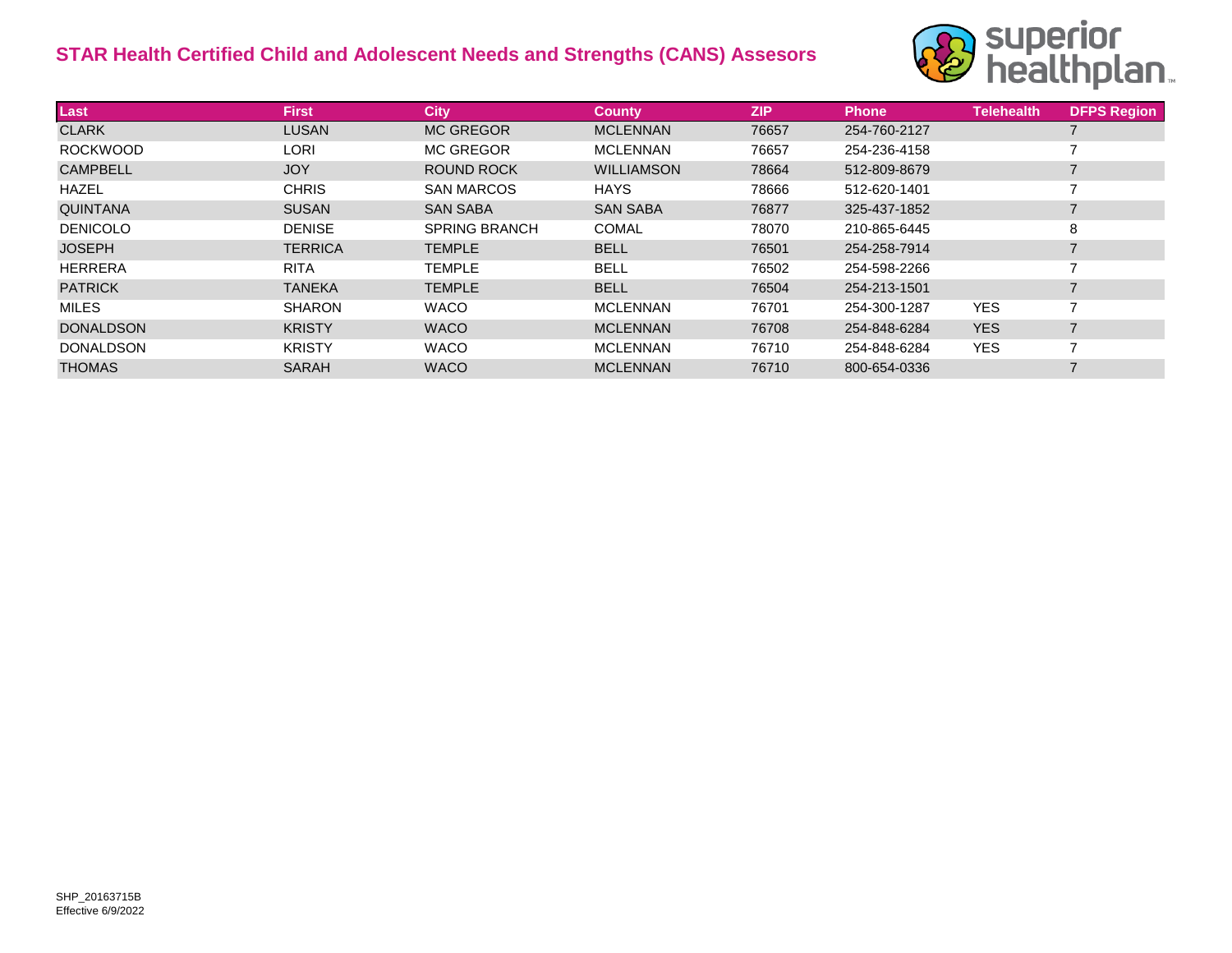## STAR Health Certified Child and Adolescent Needs and Strengths (CANS) Assesors

| Last | First | City | County | ZIP | Phone | Telehealth | DFPS Region |
|---|---|---|---|---|---|---|---|
| CLARK | LUSAN | MC GREGOR | MCLENNAN | 76657 | 254-760-2127 | | 7 |
| ROCKWOOD | LORI | MC GREGOR | MCLENNAN | 76657 | 254-236-4158 | | 7 |
| CAMPBELL | JOY | ROUND ROCK | WILLIAMSON | 78664 | 512-809-8679 | | 7 |
| HAZEL | CHRIS | SAN MARCOS | HAYS | 78666 | 512-620-1401 | | 7 |
| QUINTANA | SUSAN | SAN SABA | SAN SABA | 76877 | 325-437-1852 | | 7 |
| DENICOLO | DENISE | SPRING BRANCH | COMAL | 78070 | 210-865-6445 | | 8 |
| JOSEPH | TERRICA | TEMPLE | BELL | 76501 | 254-258-7914 | | 7 |
| HERRERA | RITA | TEMPLE | BELL | 76502 | 254-598-2266 | | 7 |
| PATRICK | TANEKA | TEMPLE | BELL | 76504 | 254-213-1501 | | 7 |
| MILES | SHARON | WACO | MCLENNAN | 76701 | 254-300-1287 | YES | 7 |
| DONALDSON | KRISTY | WACO | MCLENNAN | 76708 | 254-848-6284 | YES | 7 |
| DONALDSON | KRISTY | WACO | MCLENNAN | 76710 | 254-848-6284 | YES | 7 |
| THOMAS | SARAH | WACO | MCLENNAN | 76710 | 800-654-0336 | | 7 |

SHP_20163715B
Effective 6/9/2022